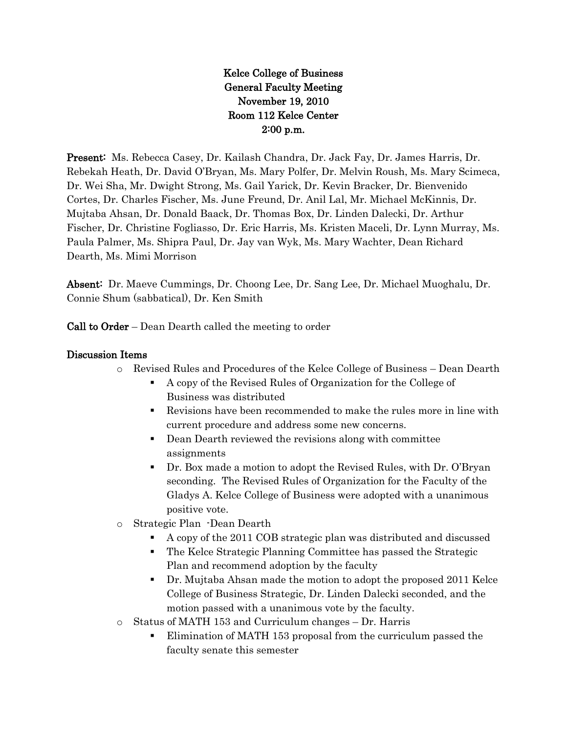**Kelce College of Business**
**General Faculty Meeting**
**November 19, 2010**
**Room 112 Kelce Center**
**2:00 p.m.**

**Present:** Ms. Rebecca Casey, Dr. Kailash Chandra, Dr. Jack Fay, Dr. James Harris, Dr. Rebekah Heath, Dr. David O'Bryan, Ms. Mary Polfer, Dr. Melvin Roush, Ms. Mary Scimeca, Dr. Wei Sha, Mr. Dwight Strong, Ms. Gail Yarick, Dr. Kevin Bracker, Dr. Bienvenido Cortes, Dr. Charles Fischer, Ms. June Freund, Dr. Anil Lal, Mr. Michael McKinnis, Dr. Mujtaba Ahsan, Dr. Donald Baack, Dr. Thomas Box, Dr. Linden Dalecki, Dr. Arthur Fischer, Dr. Christine Fogliasso, Dr. Eric Harris, Ms. Kristen Maceli, Dr. Lynn Murray, Ms. Paula Palmer, Ms. Shipra Paul, Dr. Jay van Wyk, Ms. Mary Wachter, Dean Richard Dearth, Ms. Mimi Morrison

**Absent:** Dr. Maeve Cummings, Dr. Choong Lee, Dr. Sang Lee, Dr. Michael Muoghalu, Dr. Connie Shum (sabbatical), Dr. Ken Smith

**Call to Order** – Dean Dearth called the meeting to order

**Discussion Items**

- Revised Rules and Procedures of the Kelce College of Business – Dean Dearth
  - A copy of the Revised Rules of Organization for the College of Business was distributed
  - Revisions have been recommended to make the rules more in line with current procedure and address some new concerns.
  - Dean Dearth reviewed the revisions along with committee assignments
  - Dr. Box made a motion to adopt the Revised Rules, with Dr. O'Bryan seconding. The Revised Rules of Organization for the Faculty of the Gladys A. Kelce College of Business were adopted with a unanimous positive vote.
- Strategic Plan -Dean Dearth
  - A copy of the 2011 COB strategic plan was distributed and discussed
  - The Kelce Strategic Planning Committee has passed the Strategic Plan and recommend adoption by the faculty
  - Dr. Mujtaba Ahsan made the motion to adopt the proposed 2011 Kelce College of Business Strategic, Dr. Linden Dalecki seconded, and the motion passed with a unanimous vote by the faculty.
- Status of MATH 153 and Curriculum changes – Dr. Harris
  - Elimination of MATH 153 proposal from the curriculum passed the faculty senate this semester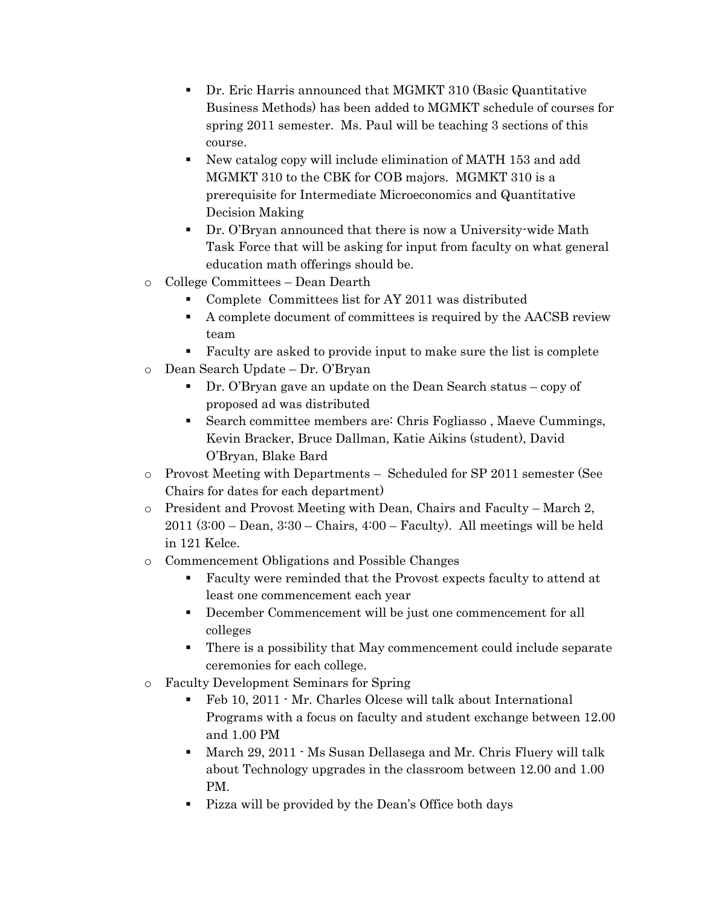- Dr. Eric Harris announced that MGMKT 310 (Basic Quantitative Business Methods) has been added to MGMKT schedule of courses for spring 2011 semester. Ms. Paul will be teaching 3 sections of this course.
    - New catalog copy will include elimination of MATH 153 and add MGMKT 310 to the CBK for COB majors. MGMKT 310 is a prerequisite for Intermediate Microeconomics and Quantitative Decision Making
    - Dr. O'Bryan announced that there is now a University-wide Math Task Force that will be asking for input from faculty on what general education math offerings should be.
- College Committees – Dean Dearth
    - Complete Committees list for AY 2011 was distributed
    - A complete document of committees is required by the AACSB review team
    - Faculty are asked to provide input to make sure the list is complete
- Dean Search Update – Dr. O'Bryan
    - Dr. O'Bryan gave an update on the Dean Search status – copy of proposed ad was distributed
    - Search committee members are: Chris Fogliasso , Maeve Cummings, Kevin Bracker, Bruce Dallman, Katie Aikins (student), David O'Bryan, Blake Bard
- Provost Meeting with Departments – Scheduled for SP 2011 semester (See Chairs for dates for each department)
- President and Provost Meeting with Dean, Chairs and Faculty – March 2, 2011 (3:00 – Dean, 3:30 – Chairs, 4:00 – Faculty). All meetings will be held in 121 Kelce.
- Commencement Obligations and Possible Changes
    - Faculty were reminded that the Provost expects faculty to attend at least one commencement each year
    - December Commencement will be just one commencement for all colleges
    - There is a possibility that May commencement could include separate ceremonies for each college.
- Faculty Development Seminars for Spring
    - Feb 10, 2011 - Mr. Charles Olcese will talk about International Programs with a focus on faculty and student exchange between 12.00 and 1.00 PM
    - March 29, 2011 - Ms Susan Dellasega and Mr. Chris Fluery will talk about Technology upgrades in the classroom between 12.00 and 1.00 PM.
    - Pizza will be provided by the Dean's Office both days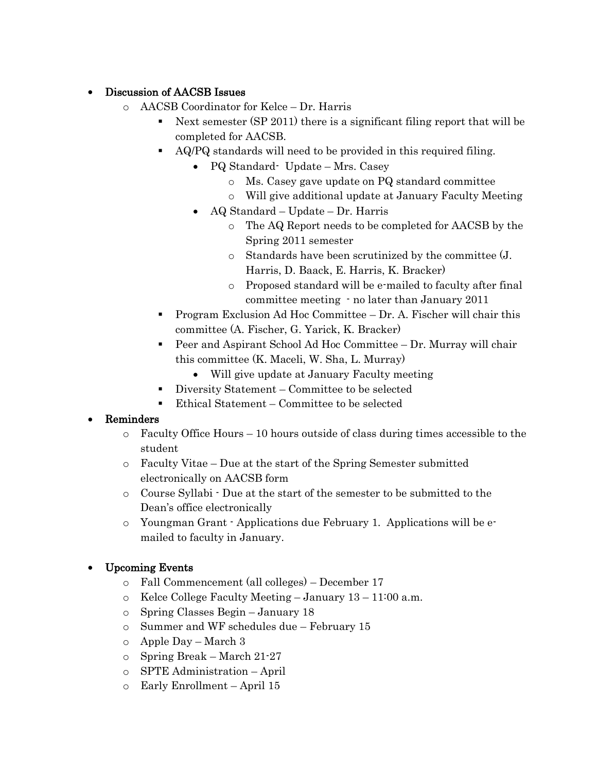- **Discussion of AACSB Issues**
  - AACSB Coordinator for Kelce – Dr. Harris
    - Next semester (SP 2011) there is a significant filing report that will be completed for AACSB.
    - AQ/PQ standards will need to be provided in this required filing.
      - PQ Standard- Update – Mrs. Casey
        - Ms. Casey gave update on PQ standard committee
        - Will give additional update at January Faculty Meeting
      - AQ Standard – Update – Dr. Harris
        - The AQ Report needs to be completed for AACSB by the Spring 2011 semester
        - Standards have been scrutinized by the committee (J. Harris, D. Baack, E. Harris, K. Bracker)
        - Proposed standard will be e-mailed to faculty after final committee meeting - no later than January 2011
    - Program Exclusion Ad Hoc Committee – Dr. A. Fischer will chair this committee (A. Fischer, G. Yarick, K. Bracker)
    - Peer and Aspirant School Ad Hoc Committee – Dr. Murray will chair this committee (K. Maceli, W. Sha, L. Murray)
      - Will give update at January Faculty meeting
    - Diversity Statement – Committee to be selected
    - Ethical Statement – Committee to be selected
- **Reminders**
  - Faculty Office Hours – 10 hours outside of class during times accessible to the student
  - Faculty Vitae – Due at the start of the Spring Semester submitted electronically on AACSB form
  - Course Syllabi - Due at the start of the semester to be submitted to the Dean's office electronically
  - Youngman Grant - Applications due February 1. Applications will be e-mailed to faculty in January.

- **Upcoming Events**
  - Fall Commencement (all colleges) – December 17
  - Kelce College Faculty Meeting – January 13 – 11:00 a.m.
  - Spring Classes Begin – January 18
  - Summer and WF schedules due – February 15
  - Apple Day – March 3
  - Spring Break – March 21-27
  - SPTE Administration – April
  - Early Enrollment – April 15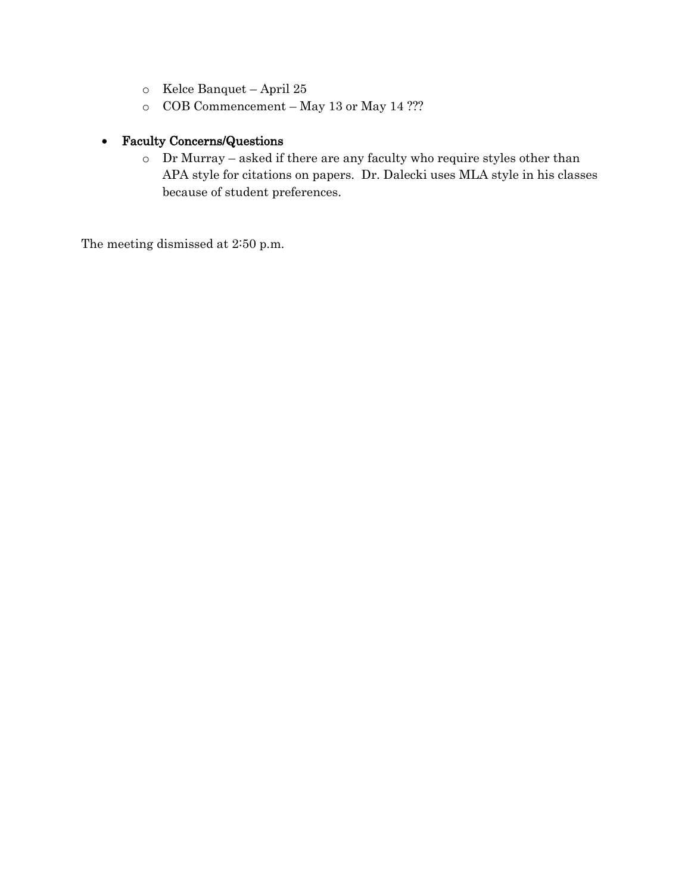- Kelce Banquet – April 25
  - COB Commencement – May 13 or May 14 ???

- **Faculty Concerns/Questions**
  - Dr Murray – asked if there are any faculty who require styles other than APA style for citations on papers. Dr. Dalecki uses MLA style in his classes because of student preferences.

The meeting dismissed at 2:50 p.m.